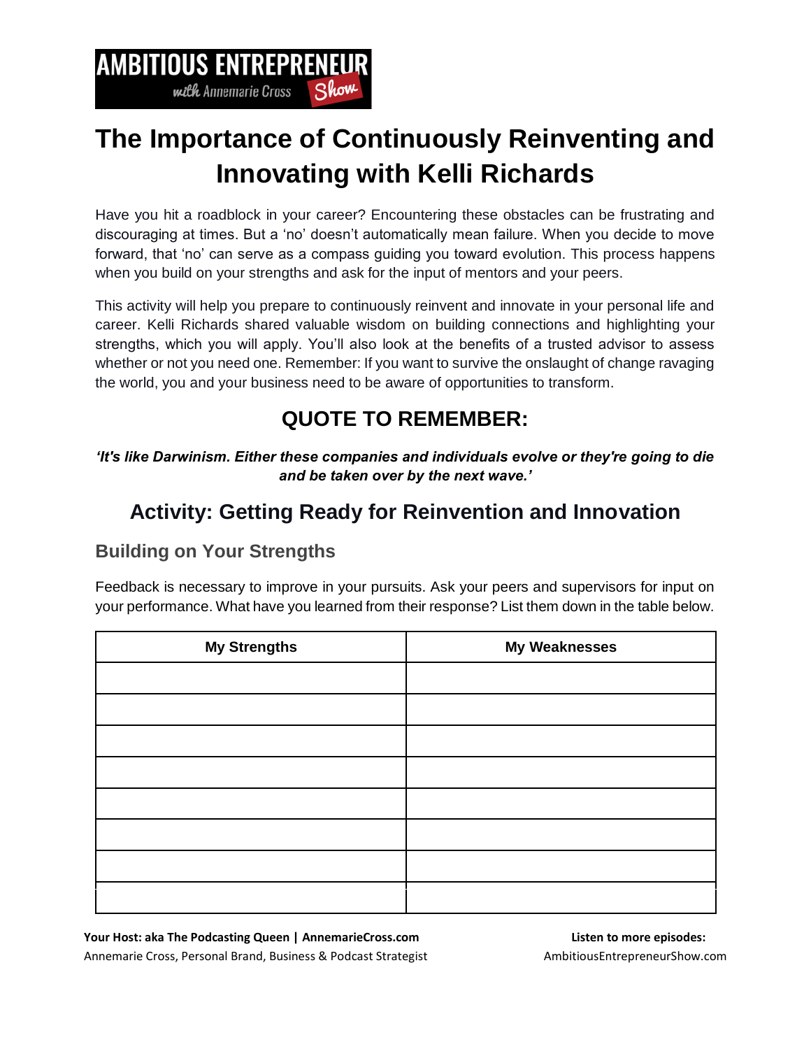# The Importance of Continuously Reinventing and Innovating with Kelli Richards

Have you hit a roadblock in your career? Encountering these obstacles can be frustrating and discouraging at times. But a 'no' doesn't automatically mean failure. When you decide to move forward, that 'no' can serve as a compass guiding you toward evolution. This process happens when you build on your strengths and ask for the input of mentors and your peers.

This activity will help you prepare to continuously reinvent and innovate in your personal life and career. Kelli Richards shared valuable wisdom on building connections and highlighting your strengths, which you will apply. You'll also look at the benefits of a trusted advisor to assess whether or not you need one. Remember: If you want to survive the onslaught of change ravaging the world, you and your business need to be aware of opportunities to transform.

## QUOTE TO REMEMBER:

***'It's like Darwinism. Either these companies and individuals evolve or they're going to die and be taken over by the next wave.'***

## Activity: Getting Ready for Reinvention and Innovation

### Building on Your Strengths

Feedback is necessary to improve in your pursuits. Ask your peers and supervisors for input on your performance. What have you learned from their response? List them down in the table below.

| My Strengths | My Weaknesses |
| --- | --- |
| | |
| | |
| | |
| | |
| | |
| | |
| | |
| | |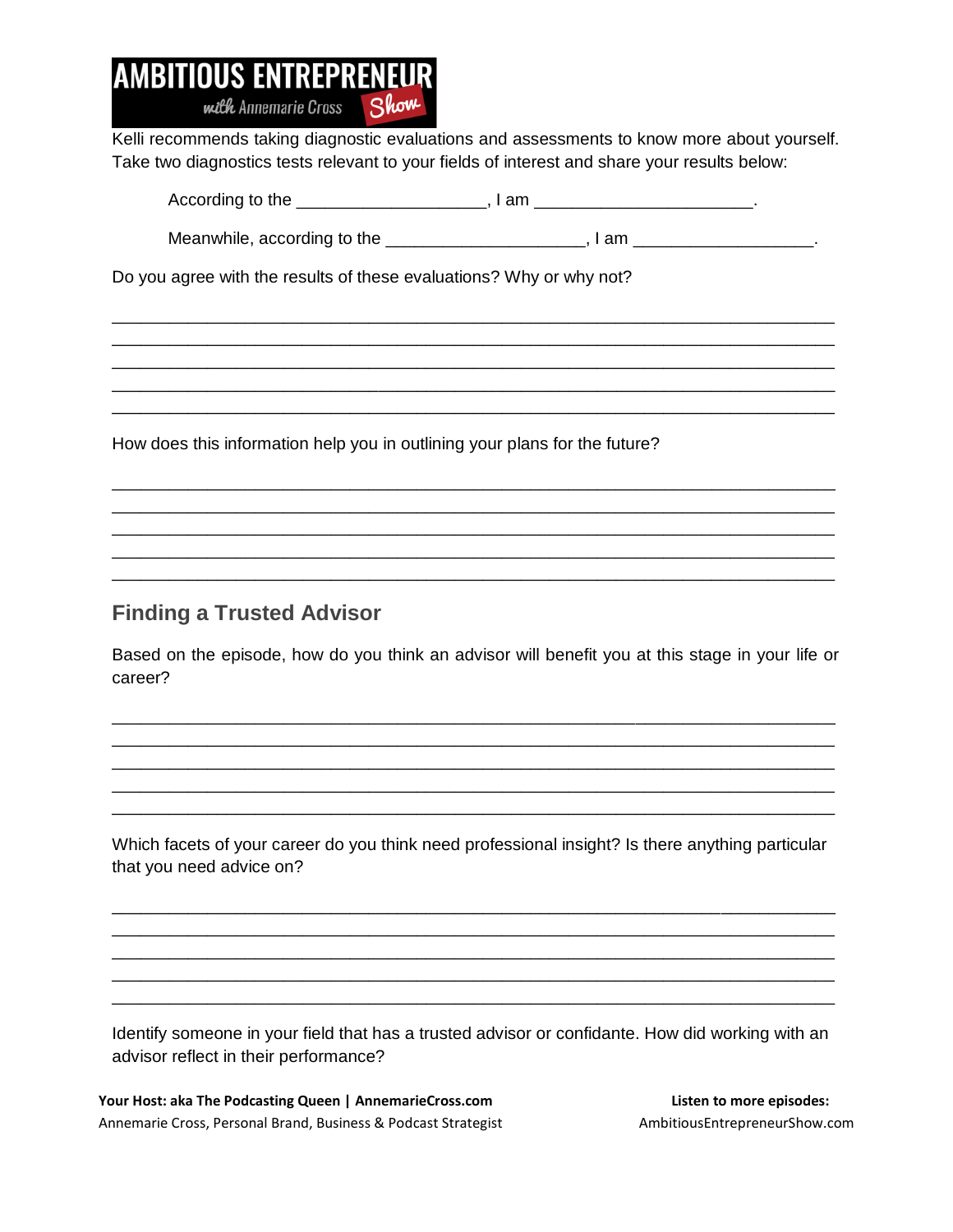Kelli recommends taking diagnostic evaluations and assessments to know more about yourself. Take two diagnostics tests relevant to your fields of interest and share your results below:

According to the ____________________, I am _______________________.

Meanwhile, according to the _____________________, I am ___________________.

Do you agree with the results of these evaluations? Why or why not?

_____________________________________________________________________________
_____________________________________________________________________________
_____________________________________________________________________________
_____________________________________________________________________________
_____________________________________________________________________________

How does this information help you in outlining your plans for the future?

_____________________________________________________________________________
_____________________________________________________________________________
_____________________________________________________________________________
_____________________________________________________________________________
_____________________________________________________________________________

## Finding a Trusted Advisor

Based on the episode, how do you think an advisor will benefit you at this stage in your life or career?

_____________________________________________________________________________
_____________________________________________________________________________
_____________________________________________________________________________
_____________________________________________________________________________
_____________________________________________________________________________

Which facets of your career do you think need professional insight? Is there anything particular that you need advice on?

_____________________________________________________________________________
_____________________________________________________________________________
_____________________________________________________________________________
_____________________________________________________________________________
_____________________________________________________________________________

Identify someone in your field that has a trusted advisor or confidante. How did working with an advisor reflect in their performance?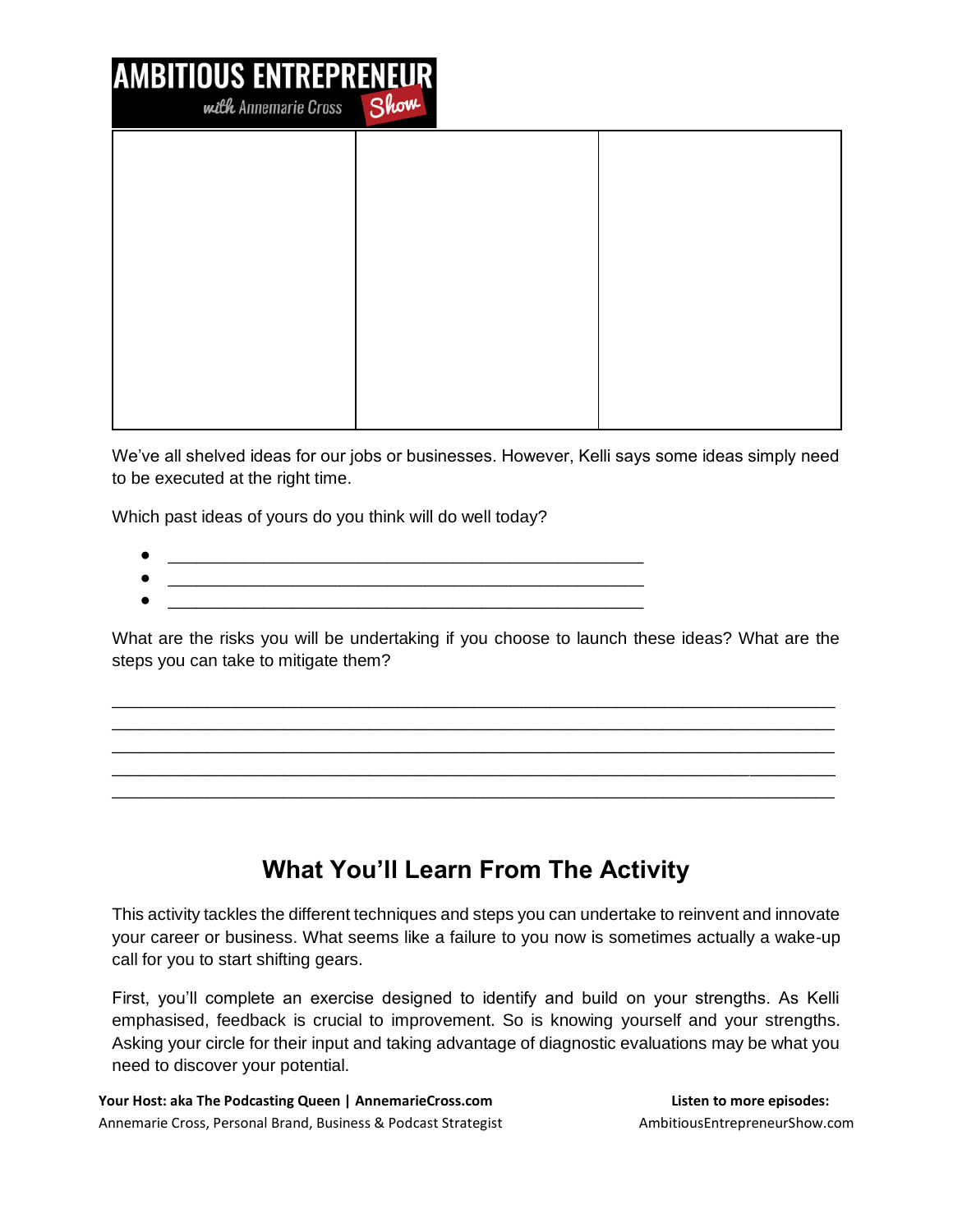| | | |
|---|---|---|
| | | |

We've all shelved ideas for our jobs or businesses. However, Kelli says some ideas simply need to be executed at the right time.

Which past ideas of yours do you think will do well today?

- ______________________________________________
- ______________________________________________
- ______________________________________________

What are the risks you will be undertaking if you choose to launch these ideas? What are the steps you can take to mitigate them?

______________________________________________________________________
______________________________________________________________________
______________________________________________________________________
______________________________________________________________________
______________________________________________________________________

## What You'll Learn From The Activity

This activity tackles the different techniques and steps you can undertake to reinvent and innovate your career or business. What seems like a failure to you now is sometimes actually a wake-up call for you to start shifting gears.

First, you'll complete an exercise designed to identify and build on your strengths. As Kelli emphasised, feedback is crucial to improvement. So is knowing yourself and your strengths. Asking your circle for their input and taking advantage of diagnostic evaluations may be what you need to discover your potential.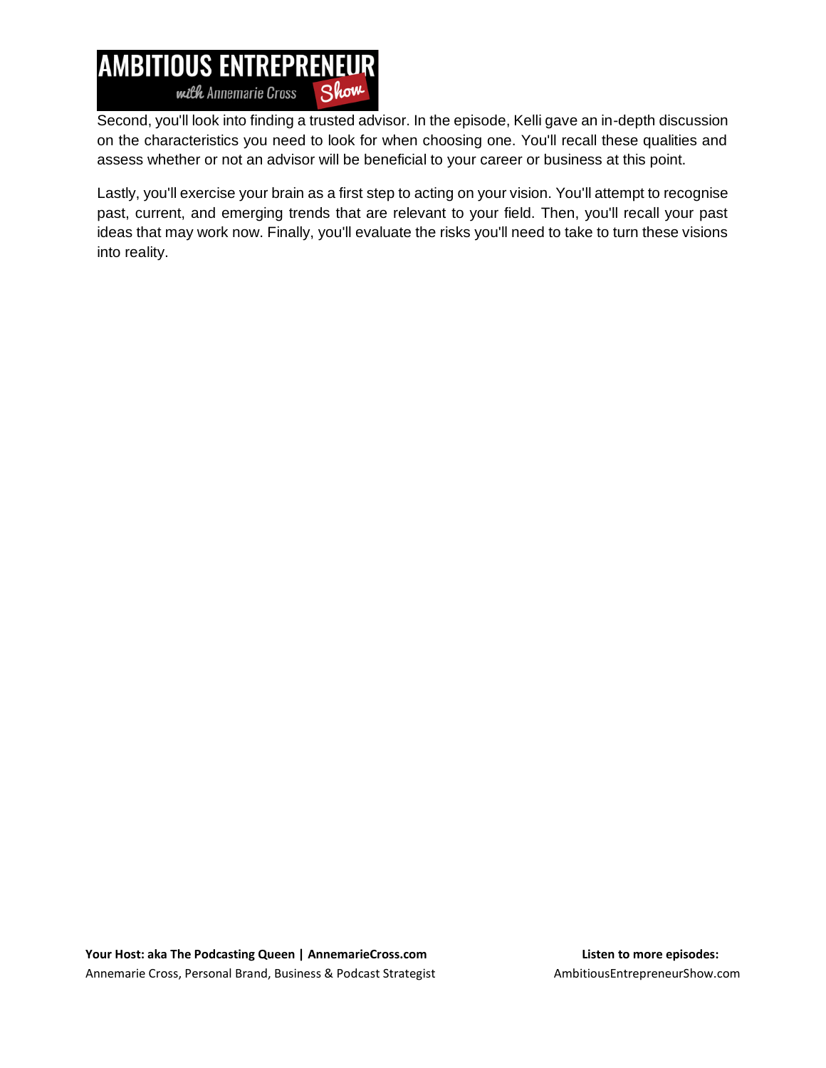Second, you'll look into finding a trusted advisor. In the episode, Kelli gave an in-depth discussion on the characteristics you need to look for when choosing one. You'll recall these qualities and assess whether or not an advisor will be beneficial to your career or business at this point.

Lastly, you'll exercise your brain as a first step to acting on your vision. You'll attempt to recognise past, current, and emerging trends that are relevant to your field. Then, you'll recall your past ideas that may work now. Finally, you'll evaluate the risks you'll need to take to turn these visions into reality.